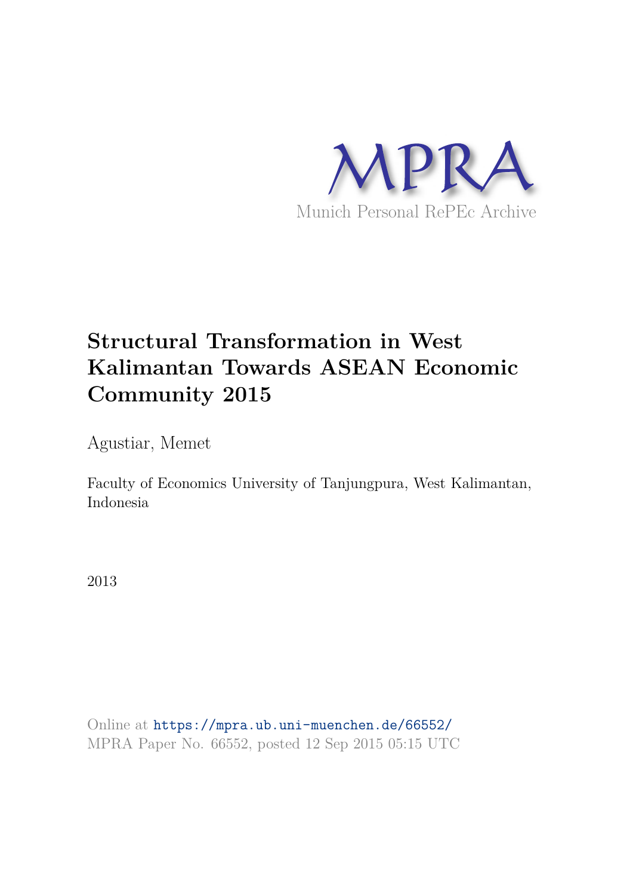MPRA

Munich Personal RePEc Archive

# Structural Transformation in West Kalimantan Towards ASEAN Economic Community 2015

Agustiar, Memet

Faculty of Economics University of Tanjungpura, West Kalimantan, Indonesia

2013

Online at https://mpra.ub.uni-muenchen.de/66552/
MPRA Paper No. 66552, posted 12 Sep 2015 05:15 UTC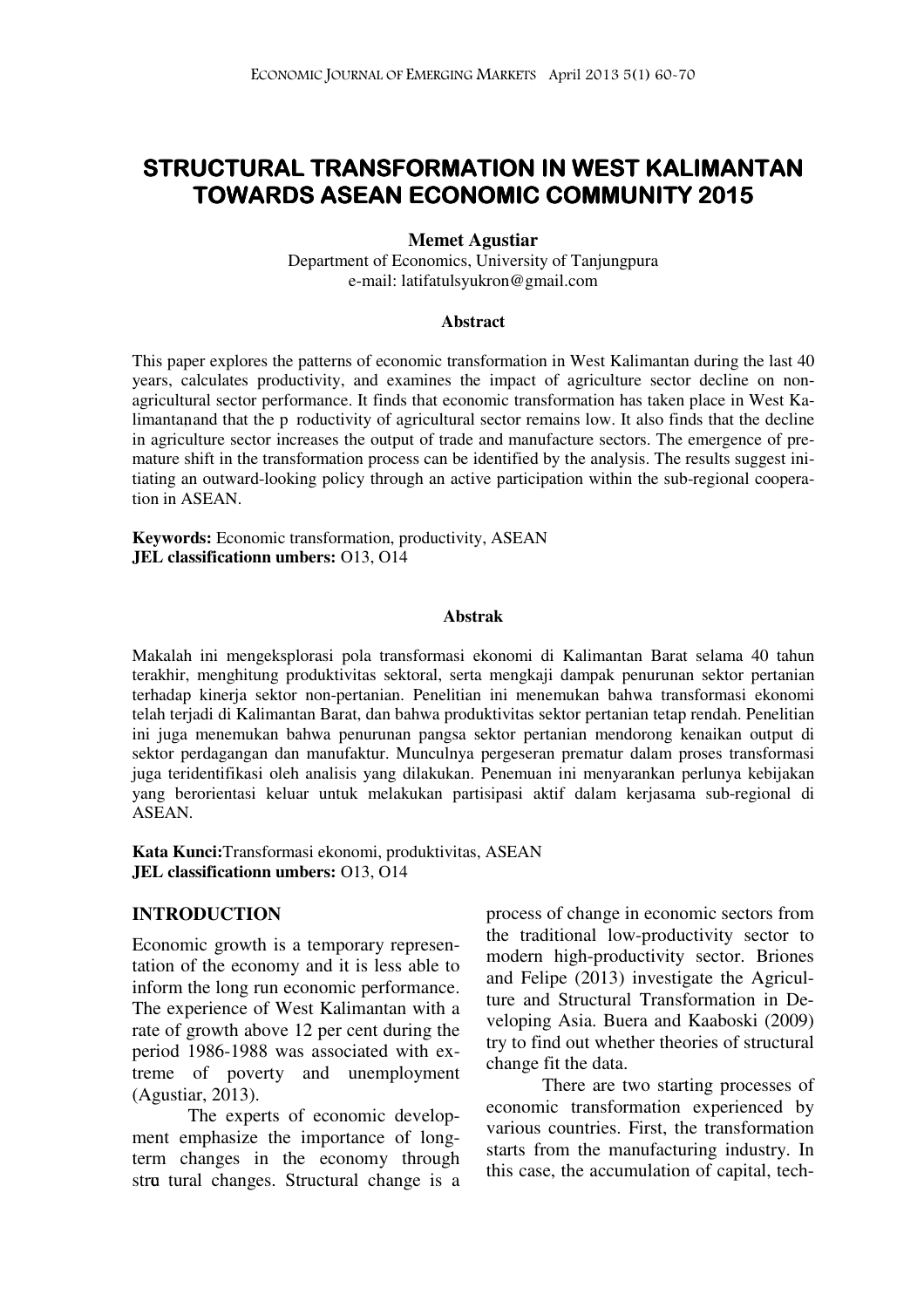# STRUCTURAL TRANSFORMATION IN WEST KALIMANTAN TOWARDS ASEAN ECONOMIC COMMUNITY 2015

**Memet Agustiar**

Department of Economics, University of Tanjungpura
e-mail: latifatulsyukron@gmail.com

**Abstract**

This paper explores the patterns of economic transformation in West Kalimantan during the last 40 years, calculates productivity, and examines the impact of agriculture sector decline on non-agricultural sector performance. It finds that economic transformation has taken place in West Kalimantan, and that the productivity of agricultural sector remains low. It also finds that the decline in agriculture sector increases the output of trade and manufacture sectors. The emergence of premature shift in the transformation process can be identified by the analysis. The results suggest initiating an outward-looking policy through an active participation within the sub-regional cooperation in ASEAN.

**Keywords:** Economic transformation, productivity, ASEAN
**JEL classification numbers:** O13, O14

**Abstrak**

Makalah ini mengeksplorasi pola transformasi ekonomi di Kalimantan Barat selama 40 tahun terakhir, menghitung produktivitas sektoral, serta mengkaji dampak penurunan sektor pertanian terhadap kinerja sektor non-pertanian. Penelitian ini menemukan bahwa transformasi ekonomi telah terjadi di Kalimantan Barat, dan bahwa produktivitas sektor pertanian tetap rendah. Penelitian ini juga menemukan bahwa penurunan pangsa sektor pertanian mendorong kenaikan output di sektor perdagangan dan manufaktur. Munculnya pergeseran prematur dalam proses transformasi juga teridentifikasi oleh analisis yang dilakukan. Penemuan ini menyarankan perlunya kebijakan yang berorientasi keluar untuk melakukan partisipasi aktif dalam kerjasama sub-regional di ASEAN.

**Kata Kunci:** Transformasi ekonomi, produktivitas, ASEAN
**JEL classification numbers:** O13, O14

## INTRODUCTION

Economic growth is a temporary representation of the economy and it is less able to inform the long run economic performance. The experience of West Kalimantan with a rate of growth above 12 per cent during the period 1986-1988 was associated with extreme of poverty and unemployment (Agustiar, 2013).

The experts of economic development emphasize the importance of long-term changes in the economy through structural changes. Structural change is a process of change in economic sectors from the traditional low-productivity sector to modern high-productivity sector. Briones and Felipe (2013) investigate the Agriculture and Structural Transformation in Developing Asia. Buera and Kaaboski (2009) try to find out whether theories of structural change fit the data.

There are two starting processes of economic transformation experienced by various countries. First, the transformation starts from the manufacturing industry. In this case, the accumulation of capital, tech-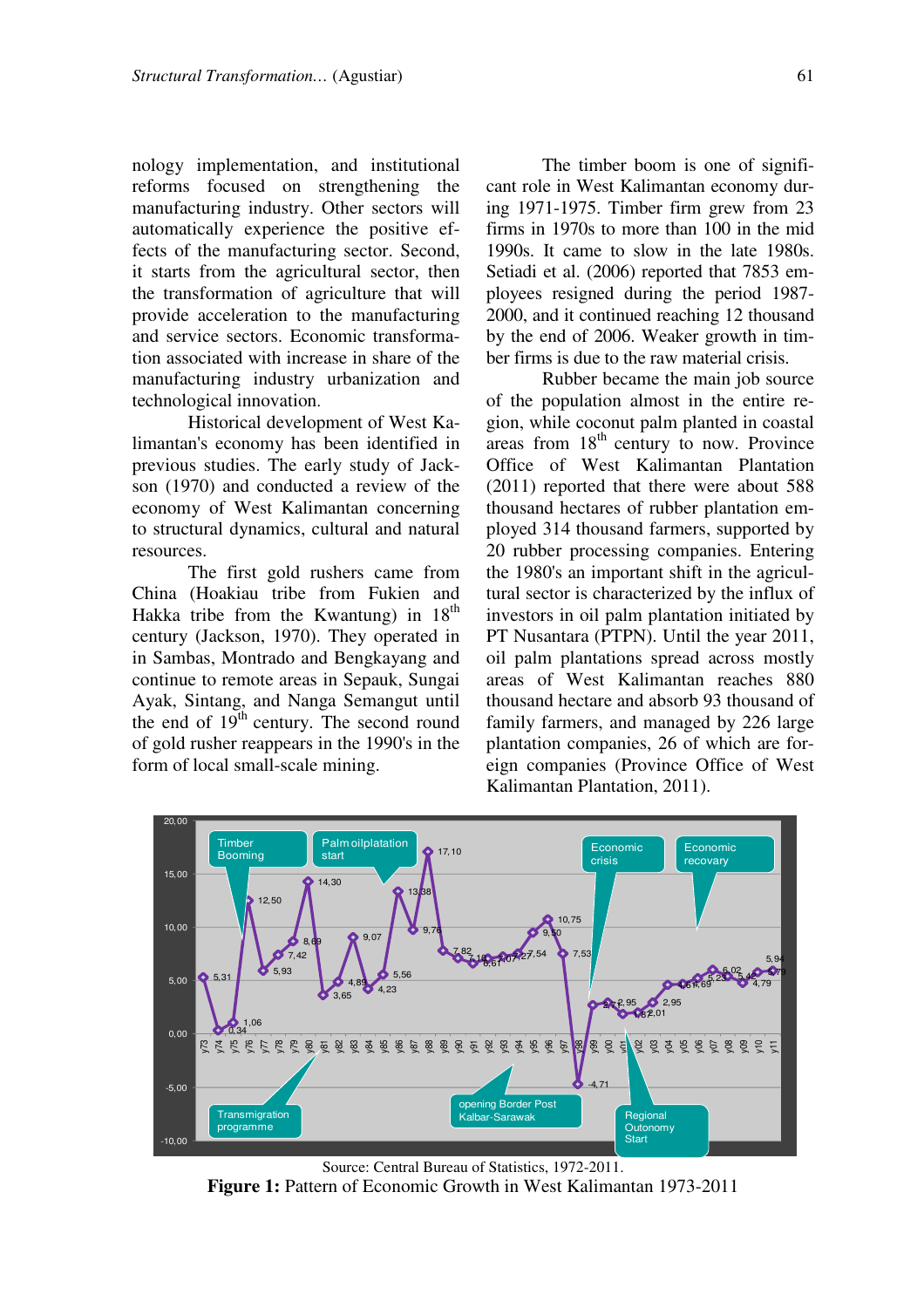nology implementation, and institutional reforms focused on strengthening the manufacturing industry. Other sectors will automatically experience the positive effects of the manufacturing sector. Second, it starts from the agricultural sector, then the transformation of agriculture that will provide acceleration to the manufacturing and service sectors. Economic transformation associated with increase in share of the manufacturing industry urbanization and technological innovation.

Historical development of West Kalimantan's economy has been identified in previous studies. The early study of Jackson (1970) and conducted a review of the economy of West Kalimantan concerning to structural dynamics, cultural and natural resources.

The first gold rushers came from China (Hoakiau tribe from Fukien and Hakka tribe from the Kwantung) in 18th century (Jackson, 1970). They operated in in Sambas, Montrado and Bengkayang and continue to remote areas in Sepauk, Sungai Ayak, Sintang, and Nanga Semangut until the end of 19th century. The second round of gold rusher reappears in the 1990's in the form of local small-scale mining.

The timber boom is one of significant role in West Kalimantan economy during 1971-1975. Timber firm grew from 23 firms in 1970s to more than 100 in the mid 1990s. It came to slow in the late 1980s. Setiadi et al. (2006) reported that 7853 employees resigned during the period 1987-2000, and it continued reaching 12 thousand by the end of 2006. Weaker growth in timber firms is due to the raw material crisis.

Rubber became the main job source of the population almost in the entire region, while coconut palm planted in coastal areas from 18th century to now. Province Office of West Kalimantan Plantation (2011) reported that there were about 588 thousand hectares of rubber plantation employed 314 thousand farmers, supported by 20 rubber processing companies. Entering the 1980's an important shift in the agricultural sector is characterized by the influx of investors in oil palm plantation initiated by PT Nusantara (PTPN). Until the year 2011, oil palm plantations spread across mostly areas of West Kalimantan reaches 880 thousand hectare and absorb 93 thousand of family farmers, and managed by 226 large plantation companies, 26 of which are foreign companies (Province Office of West Kalimantan Plantation, 2011).

Source: Central Bureau of Statistics, 1972-2011.

**Figure 1:** Pattern of Economic Growth in West Kalimantan 1973-2011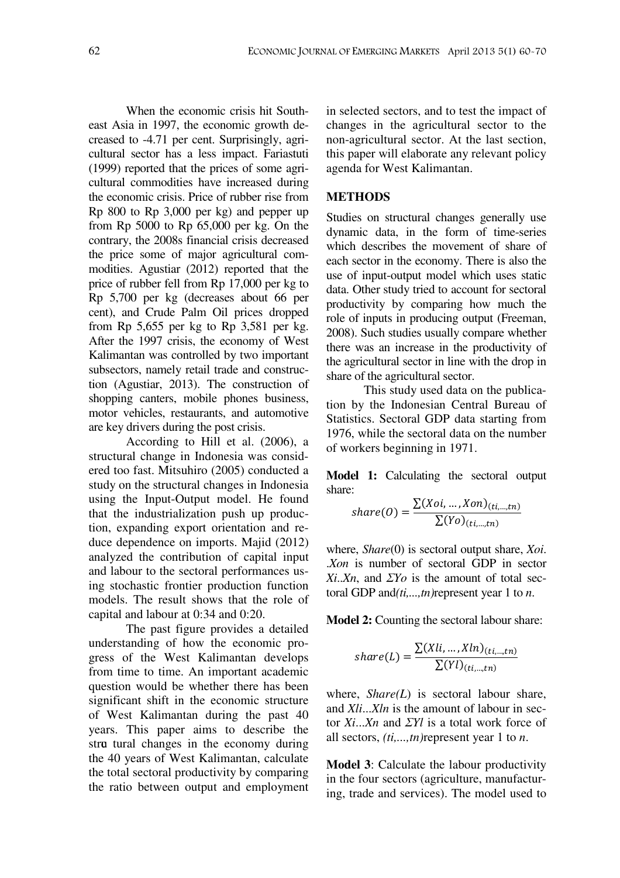When the economic crisis hit Southeast Asia in 1997, the economic growth decreased to -4.71 per cent. Surprisingly, agricultural sector has a less impact. Fariastuti (1999) reported that the prices of some agricultural commodities have increased during the economic crisis. Price of rubber rise from Rp 800 to Rp 3,000 per kg) and pepper up from Rp 5000 to Rp 65,000 per kg. On the contrary, the 2008s financial crisis decreased the price some of major agricultural commodities. Agustiar (2012) reported that the price of rubber fell from Rp 17,000 per kg to Rp 5,700 per kg (decreases about 66 per cent), and Crude Palm Oil prices dropped from Rp 5,655 per kg to Rp 3,581 per kg. After the 1997 crisis, the economy of West Kalimantan was controlled by two important subsectors, namely retail trade and construction (Agustiar, 2013). The construction of shopping canters, mobile phones business, motor vehicles, restaurants, and automotive are key drivers during the post crisis.

According to Hill et al. (2006), a structural change in Indonesia was considered too fast. Mitsuhiro (2005) conducted a study on the structural changes in Indonesia using the Input-Output model. He found that the industrialization push up production, expanding export orientation and reduce dependence on imports. Majid (2012) analyzed the contribution of capital input and labour to the sectoral performances using stochastic frontier production function models. The result shows that the role of capital and labour at 0:34 and 0:20.

The past figure provides a detailed understanding of how the economic progress of the West Kalimantan develops from time to time. An important academic question would be whether there has been significant shift in the economic structure of West Kalimantan during the past 40 years. This paper aims to describe the stru tural changes in the economy during the 40 years of West Kalimantan, calculate the total sectoral productivity by comparing the ratio between output and employment in selected sectors, and to test the impact of changes in the agricultural sector to the non-agricultural sector. At the last section, this paper will elaborate any relevant policy agenda for West Kalimantan.

## METHODS

Studies on structural changes generally use dynamic data, in the form of time-series which describes the movement of share of each sector in the economy. There is also the use of input-output model which uses static data. Other study tried to account for sectoral productivity by comparing how much the role of inputs in producing output (Freeman, 2008). Such studies usually compare whether there was an increase in the productivity of the agricultural sector in line with the drop in share of the agricultural sector.

This study used data on the publication by the Indonesian Central Bureau of Statistics. Sectoral GDP data starting from 1976, while the sectoral data on the number of workers beginning in 1971.

**Model 1:** Calculating the sectoral output share:

$$share(O) = \frac{\sum(Xoi, \ldots, Xon)_{(ti,\ldots,tn)}}{\sum(Yo)_{(ti,\ldots,tn)}}$$

where, *Share*(0) is sectoral output share, *Xoi*. .*Xon* is number of sectoral GDP in sector *Xi*..*Xn*, and *ΣYo* is the amount of total sectoral GDP and *(ti,...,tn)* represent year 1 to *n*.

**Model 2:** Counting the sectoral labour share:

$$share(L) = \frac{\sum(Xli, \ldots, Xln)_{(ti,\ldots,tn)}}{\sum(Yl)_{(ti,\ldots,tn)}}$$

where, *Share(L)* is sectoral labour share, and *Xli*...*Xln* is the amount of labour in sector *Xi*...*Xn* and *ΣYl* is a total work force of all sectors, *(ti,...,tn)* represent year 1 to *n*.

**Model 3**: Calculate the labour productivity in the four sectors (agriculture, manufacturing, trade and services). The model used to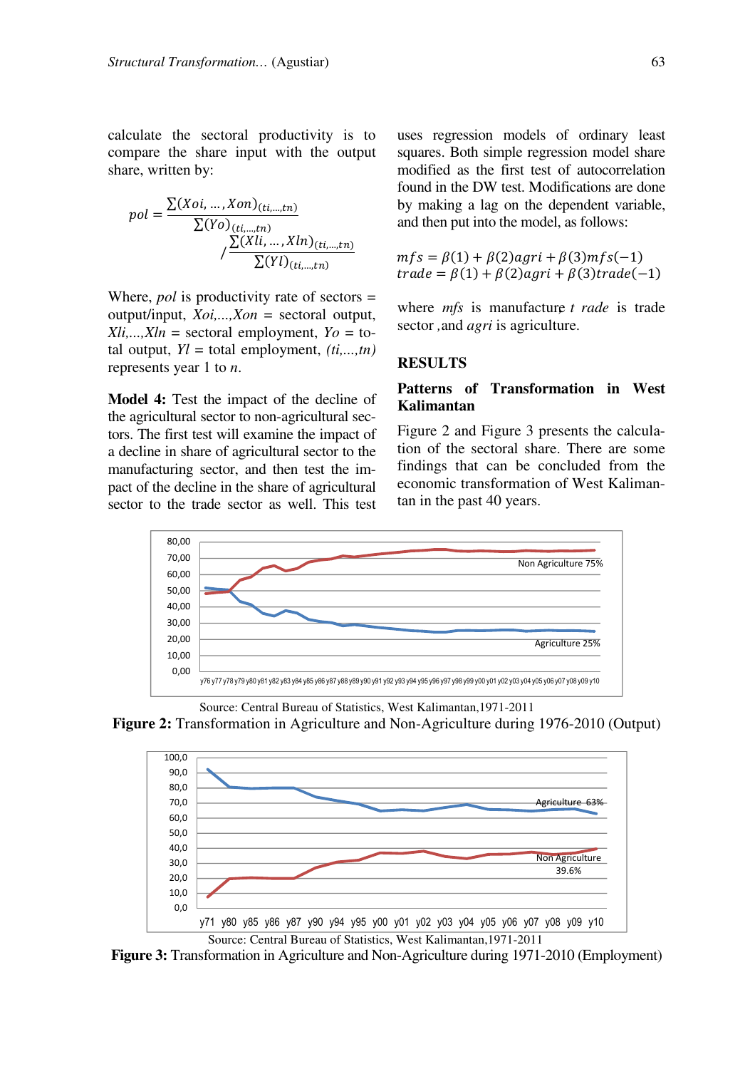calculate the sectoral productivity is to compare the share input with the output share, written by:

$$pol = \frac{\sum(Xoi, \ldots, Xon)_{(ti,\ldots,tn)}}{\sum(Yo)_{(ti,\ldots,tn)}} / \frac{\sum(Xli, \ldots, Xln)_{(ti,\ldots,tn)}}{\sum(Yl)_{(ti,\ldots,tn)}}$$

Where, *pol* is productivity rate of sectors = output/input, *Xoi,...,Xon* = sectoral output, *Xli,...,Xln* = sectoral employment, *Yo* = total output, *Yl* = total employment, *(ti,...,tn)* represents year 1 to *n*.

**Model 4:** Test the impact of the decline of the agricultural sector to non-agricultural sectors. The first test will examine the impact of a decline in share of agricultural sector to the manufacturing sector, and then test the impact of the decline in the share of agricultural sector to the trade sector as well. This test uses regression models of ordinary least squares. Both simple regression model share modified as the first test of autocorrelation found in the DW test. Modifications are done by making a lag on the dependent variable, and then put into the model, as follows:

$$mfs = \beta(1) + \beta(2)agri + \beta(3)mfs(-1)$$
$$trade = \beta(1) + \beta(2)agri + \beta(3)trade(-1)$$

where *mfs* is manufacture, *t rade* is trade sector ,and *agri* is agriculture.

## RESULTS

### Patterns of Transformation in West Kalimantan

Figure 2 and Figure 3 presents the calculation of the sectoral share. There are some findings that can be concluded from the economic transformation of West Kalimantan in the past 40 years.

Source: Central Bureau of Statistics, West Kalimantan,1971-2011

**Figure 2:** Transformation in Agriculture and Non-Agriculture during 1976-2010 (Output)

Source: Central Bureau of Statistics, West Kalimantan,1971-2011

**Figure 3:** Transformation in Agriculture and Non-Agriculture during 1971-2010 (Employment)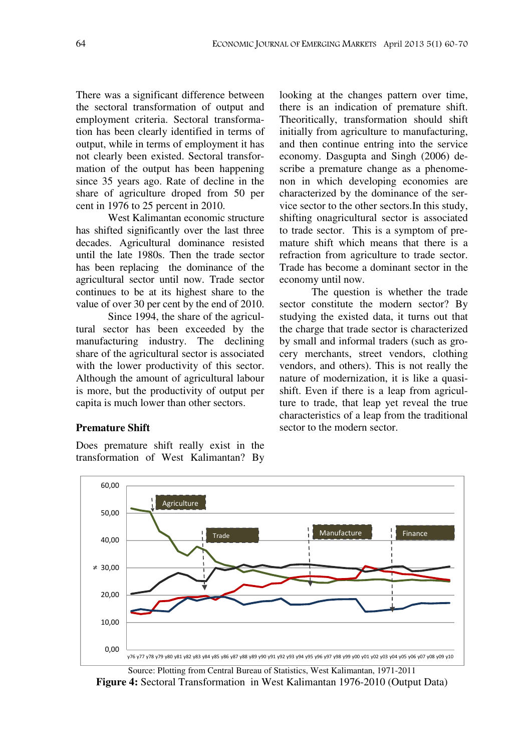There was a significant difference between the sectoral transformation of output and employment criteria. Sectoral transformation has been clearly identified in terms of output, while in terms of employment it has not clearly been existed. Sectoral transformation of the output has been happening since 35 years ago. Rate of decline in the share of agriculture droped from 50 per cent in 1976 to 25 percent in 2010.

West Kalimantan economic structure has shifted significantly over the last three decades. Agricultural dominance resisted until the late 1980s. Then the trade sector has been replacing the dominance of the agricultural sector until now. Trade sector continues to be at its highest share to the value of over 30 per cent by the end of 2010.

Since 1994, the share of the agricultural sector has been exceeded by the manufacturing industry. The declining share of the agricultural sector is associated with the lower productivity of this sector. Although the amount of agricultural labour is more, but the productivity of output per capita is much lower than other sectors.

**Premature Shift**

Does premature shift really exist in the transformation of West Kalimantan? By looking at the changes pattern over time, there is an indication of premature shift. Theoritically, transformation should shift initially from agriculture to manufacturing, and then continue entring into the service economy. Dasgupta and Singh (2006) describe a premature change as a phenomenon in which developing economies are characterized by the dominance of the service sector to the other sectors.In this study, shifting onagricultural sector is associated to trade sector. This is a symptom of premature shift which means that there is a refraction from agriculture to trade sector. Trade has become a dominant sector in the economy until now.

The question is whether the trade sector constitute the modern sector? By studying the existed data, it turns out that the charge that trade sector is characterized by small and informal traders (such as grocery merchants, street vendors, clothing vendors, and others). This is not really the nature of modernization, it is like a quasi-shift. Even if there is a leap from agriculture to trade, that leap yet reveal the true characteristics of a leap from the traditional sector to the modern sector.

Source: Plotting from Central Bureau of Statistics, West Kalimantan, 1971-2011

**Figure 4:** Sectoral Transformation in West Kalimantan 1976-2010 (Output Data)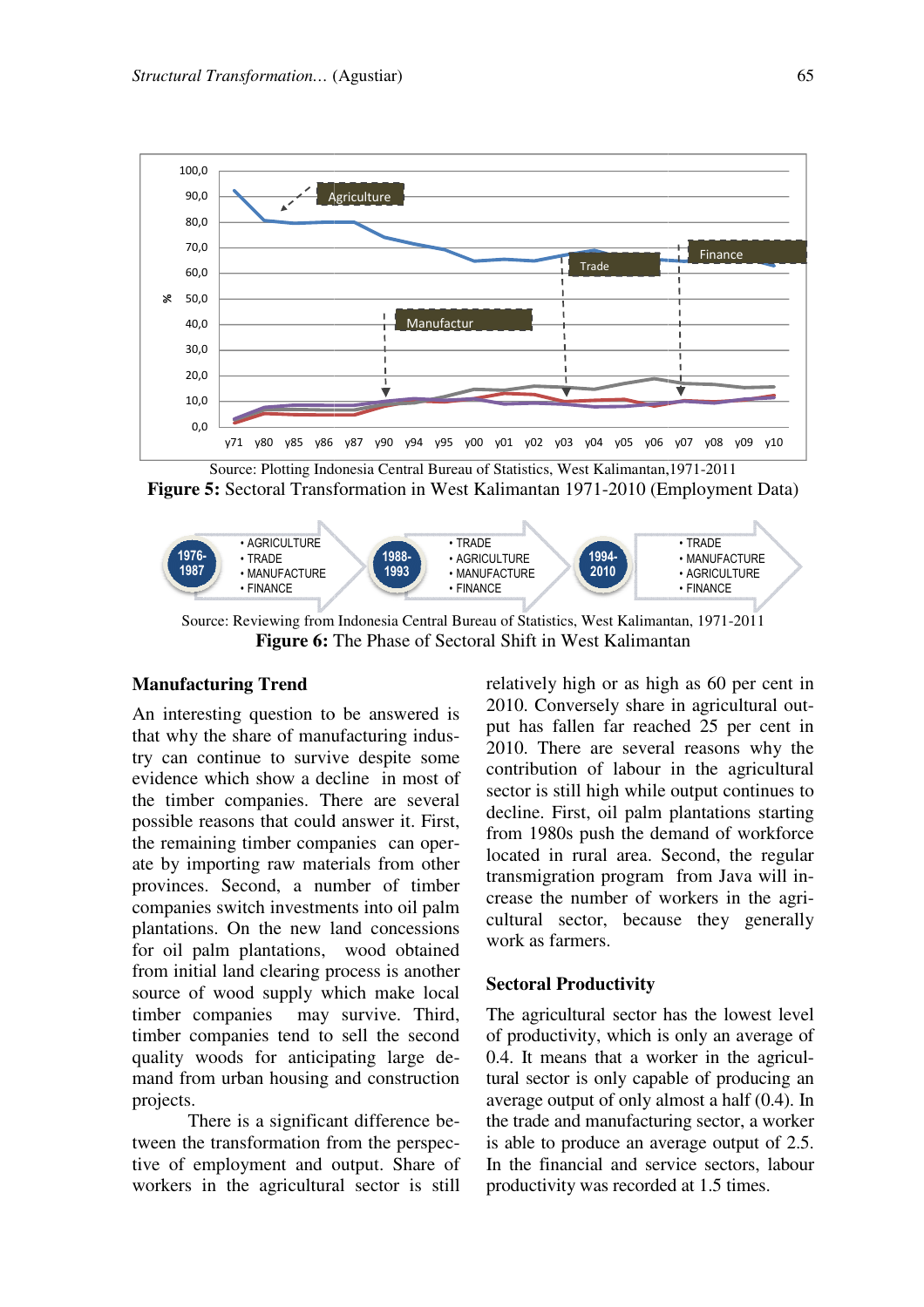Source: Plotting Indonesia Central Bureau of Statistics, West Kalimantan,1971-2011

**Figure 5:** Sectoral Transformation in West Kalimantan 1971-2010 (Employment Data)

Source: Reviewing from Indonesia Central Bureau of Statistics, West Kalimantan, 1971-2011

**Figure 6:** The Phase of Sectoral Shift in West Kalimantan

## Manufacturing Trend

An interesting question to be answered is that why the share of manufacturing industry can continue to survive despite some evidence which show a decline in most of the timber companies. There are several possible reasons that could answer it. First, the remaining timber companies can operate by importing raw materials from other provinces. Second, a number of timber companies switch investments into oil palm plantations. On the new land concessions for oil palm plantations, wood obtained from initial land clearing process is another source of wood supply which make local timber companies may survive. Third, timber companies tend to sell the second quality woods for anticipating large demand from urban housing and construction projects.

There is a significant difference between the transformation from the perspective of employment and output. Share of workers in the agricultural sector is still relatively high or as high as 60 per cent in 2010. Conversely share in agricultural output has fallen far reached 25 per cent in 2010. There are several reasons why the contribution of labour in the agricultural sector is still high while output continues to decline. First, oil palm plantations starting from 1980s push the demand of workforce located in rural area. Second, the regular transmigration program from Java will increase the number of workers in the agricultural sector, because they generally work as farmers.

## Sectoral Productivity

The agricultural sector has the lowest level of productivity, which is only an average of 0.4. It means that a worker in the agricultural sector is only capable of producing an average output of only almost a half (0.4). In the trade and manufacturing sector, a worker is able to produce an average output of 2.5. In the financial and service sectors, labour productivity was recorded at 1.5 times.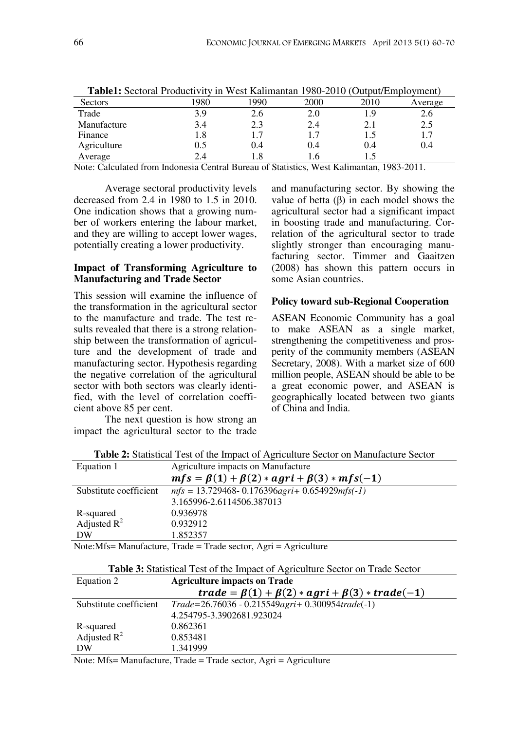**Table1:** Sectoral Productivity in West Kalimantan 1980-2010 (Output/Employment)

| Sectors | 1980 | 1990 | 2000 | 2010 | Average |
|---|---|---|---|---|---|
| Trade | 3.9 | 2.6 | 2.0 | 1.9 | 2.6 |
| Manufacture | 3.4 | 2.3 | 2.4 | 2.1 | 2.5 |
| Finance | 1.8 | 1.7 | 1.7 | 1.5 | 1.7 |
| Agriculture | 0.5 | 0.4 | 0.4 | 0.4 | 0.4 |
| Average | 2.4 | 1.8 | 1.6 | 1.5 | |

Note: Calculated from Indonesia Central Bureau of Statistics, West Kalimantan, 1983-2011.

Average sectoral productivity levels decreased from 2.4 in 1980 to 1.5 in 2010. One indication shows that a growing number of workers entering the labour market, and they are willing to accept lower wages, potentially creating a lower productivity.

**Impact of Transforming Agriculture to Manufacturing and Trade Sector**

This session will examine the influence of the transformation in the agricultural sector to the manufacture and trade. The test results revealed that there is a strong relationship between the transformation of agriculture and the development of trade and manufacturing sector. Hypothesis regarding the negative correlation of the agricultural sector with both sectors was clearly identified, with the level of correlation coefficient above 85 per cent.

The next question is how strong an impact the agricultural sector to the trade and manufacturing sector. By showing the value of betta (β) in each model shows the agricultural sector had a significant impact in boosting trade and manufacturing. Correlation of the agricultural sector to trade slightly stronger than encouraging manufacturing sector. Timmer and Gaaitzen (2008) has shown this pattern occurs in some Asian countries.

**Policy toward sub-Regional Cooperation**

ASEAN Economic Community has a goal to make ASEAN as a single market, strengthening the competitiveness and prosperity of the community members (ASEAN Secretary, 2008). With a market size of 600 million people, ASEAN should be able to be a great economic power, and ASEAN is geographically located between two giants of China and India.

**Table 2:** Statistical Test of the Impact of Agriculture Sector on Manufacture Sector

| Equation 1 | Agriculture impacts on Manufacture<br>$\boldsymbol{mfs = \beta(1) + \beta(2) * agri + \beta(3) * mfs(-1)}$ |
|---|---|
| Substitute coefficient | *mfs* = 13.729468- 0.176396*agri*+ 0.654929*mfs(-1)*<br>3.165996-2.6114506.387013 |
| R-squared | 0.936978 |
| Adjusted $R^2$ | 0.932912 |
| DW | 1.852357 |

Note:Mfs= Manufacture, Trade = Trade sector, Agri = Agriculture

**Table 3:** Statistical Test of the Impact of Agriculture Sector on Trade Sector

| Equation 2 | **Agriculture impacts on Trade**<br>$\boldsymbol{trade = \beta(1) + \beta(2) * agri + \beta(3) * trade(-1)}$ |
|---|---|
| Substitute coefficient | *Trade*=26.76036 - 0.215549*agri*+ 0.300954*trade*(-1)<br>4.254795-3.3902681.923024 |
| R-squared | 0.862361 |
| Adjusted $R^2$ | 0.853481 |
| DW | 1.341999 |

Note: Mfs= Manufacture, Trade = Trade sector, Agri = Agriculture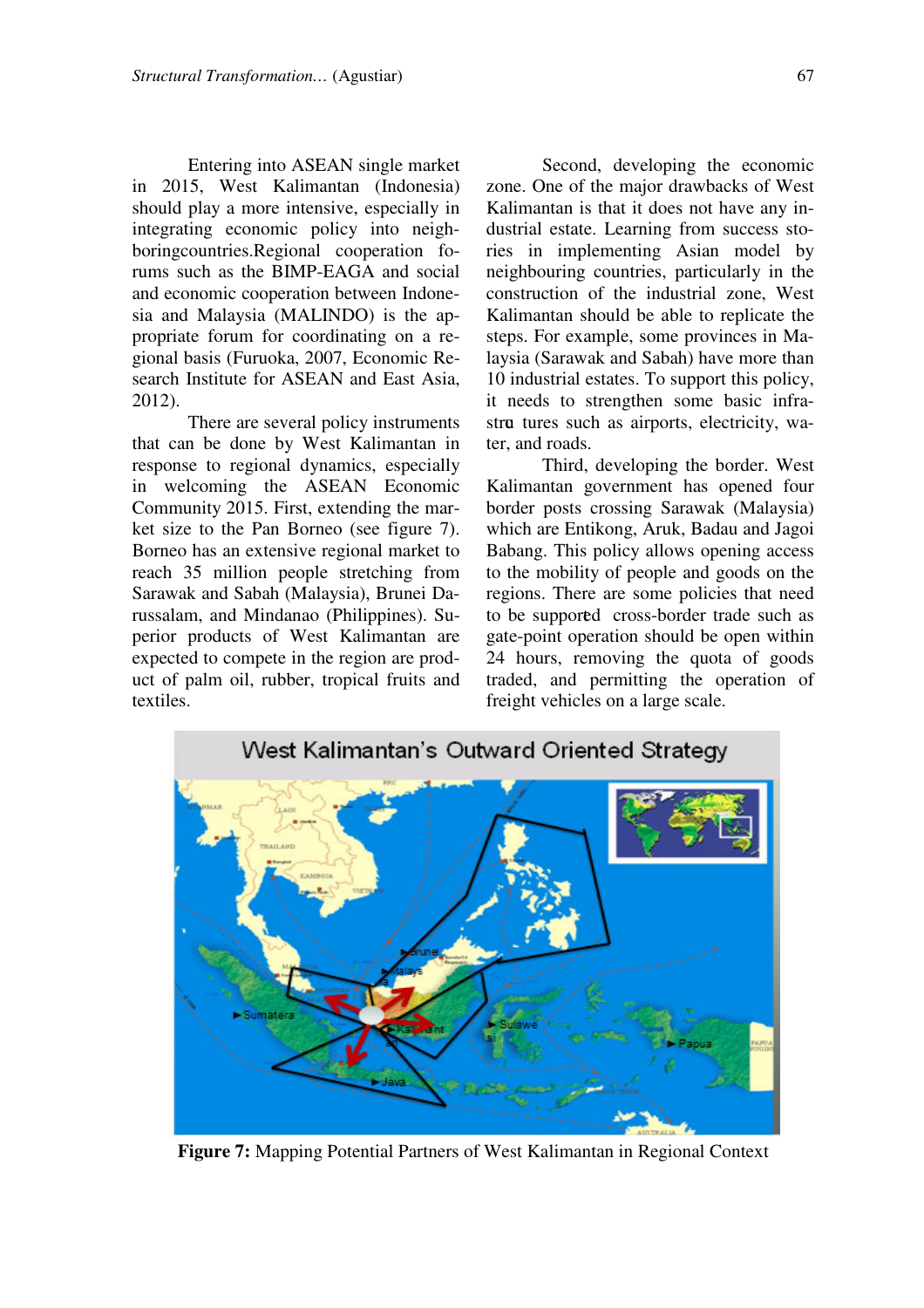Entering into ASEAN single market in 2015, West Kalimantan (Indonesia) should play a more intensive, especially in integrating economic policy into neighboringcountries.Regional cooperation forums such as the BIMP-EAGA and social and economic cooperation between Indonesia and Malaysia (MALINDO) is the appropriate forum for coordinating on a regional basis (Furuoka, 2007, Economic Research Institute for ASEAN and East Asia, 2012).

There are several policy instruments that can be done by West Kalimantan in response to regional dynamics, especially in welcoming the ASEAN Economic Community 2015. First, extending the market size to the Pan Borneo (see figure 7). Borneo has an extensive regional market to reach 35 million people stretching from Sarawak and Sabah (Malaysia), Brunei Darussalam, and Mindanao (Philippines). Superior products of West Kalimantan are expected to compete in the region are product of palm oil, rubber, tropical fruits and textiles.

Second, developing the economic zone. One of the major drawbacks of West Kalimantan is that it does not have any industrial estate. Learning from success stories in implementing Asian model by neighbouring countries, particularly in the construction of the industrial zone, West Kalimantan should be able to replicate the steps. For example, some provinces in Malaysia (Sarawak and Sabah) have more than 10 industrial estates. To support this policy, it needs to strengthen some basic infrastru tures such as airports, electricity, water, and roads.

Third, developing the border. West Kalimantan government has opened four border posts crossing Sarawak (Malaysia) which are Entikong, Aruk, Badau and Jagoi Babang. This policy allows opening access to the mobility of people and goods on the regions. There are some policies that need to be supported cross-border trade such as gate-point operation should be open within 24 hours, removing the quota of goods traded, and permitting the operation of freight vehicles on a large scale.

**Figure 7:** Mapping Potential Partners of West Kalimantan in Regional Context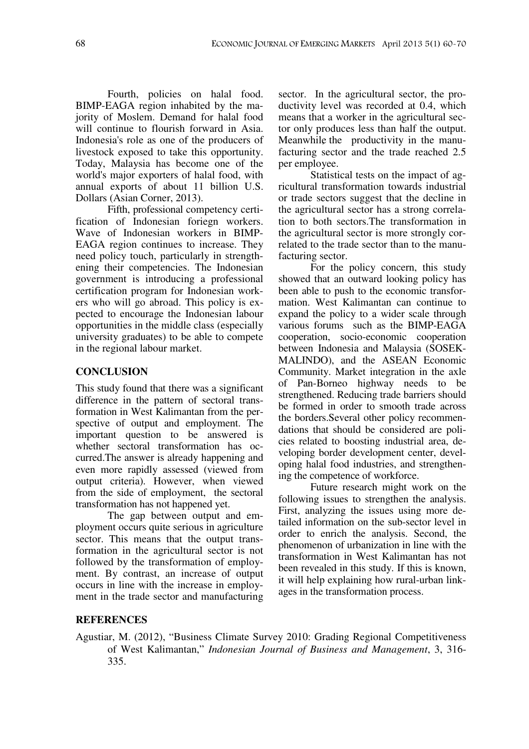Fourth, policies on halal food. BIMP-EAGA region inhabited by the majority of Moslem. Demand for halal food will continue to flourish forward in Asia. Indonesia's role as one of the producers of livestock exposed to take this opportunity. Today, Malaysia has become one of the world's major exporters of halal food, with annual exports of about 11 billion U.S. Dollars (Asian Corner, 2013).

Fifth, professional competency certification of Indonesian foriegn workers. Wave of Indonesian workers in BIMP-EAGA region continues to increase. They need policy touch, particularly in strengthening their competencies. The Indonesian government is introducing a professional certification program for Indonesian workers who will go abroad. This policy is expected to encourage the Indonesian labour opportunities in the middle class (especially university graduates) to be able to compete in the regional labour market.

## CONCLUSION

This study found that there was a significant difference in the pattern of sectoral transformation in West Kalimantan from the perspective of output and employment. The important question to be answered is whether sectoral transformation has occurred.The answer is already happening and even more rapidly assessed (viewed from output criteria). However, when viewed from the side of employment, the sectoral transformation has not happened yet.

The gap between output and employment occurs quite serious in agriculture sector. This means that the output transformation in the agricultural sector is not followed by the transformation of employment. By contrast, an increase of output occurs in line with the increase in employment in the trade sector and manufacturing sector. In the agricultural sector, the productivity level was recorded at 0.4, which means that a worker in the agricultural sector only produces less than half the output. Meanwhile the productivity in the manufacturing sector and the trade reached 2.5 per employee.

Statistical tests on the impact of agricultural transformation towards industrial or trade sectors suggest that the decline in the agricultural sector has a strong correlation to both sectors.The transformation in the agricultural sector is more strongly correlated to the trade sector than to the manufacturing sector.

For the policy concern, this study showed that an outward looking policy has been able to push to the economic transformation. West Kalimantan can continue to expand the policy to a wider scale through various forums such as the BIMP-EAGA cooperation, socio-economic cooperation between Indonesia and Malaysia (SOSEK-MALINDO), and the ASEAN Economic Community. Market integration in the axle of Pan-Borneo highway needs to be strengthened. Reducing trade barriers should be formed in order to smooth trade across the borders.Several other policy recommendations that should be considered are policies related to boosting industrial area, developing border development center, developing halal food industries, and strengthening the competence of workforce.

Future research might work on the following issues to strengthen the analysis. First, analyzing the issues using more detailed information on the sub-sector level in order to enrich the analysis. Second, the phenomenon of urbanization in line with the transformation in West Kalimantan has not been revealed in this study. If this is known, it will help explaining how rural-urban linkages in the transformation process.

## REFERENCES

Agustiar, M. (2012), "Business Climate Survey 2010: Grading Regional Competitiveness of West Kalimantan," *Indonesian Journal of Business and Management*, 3, 316-335.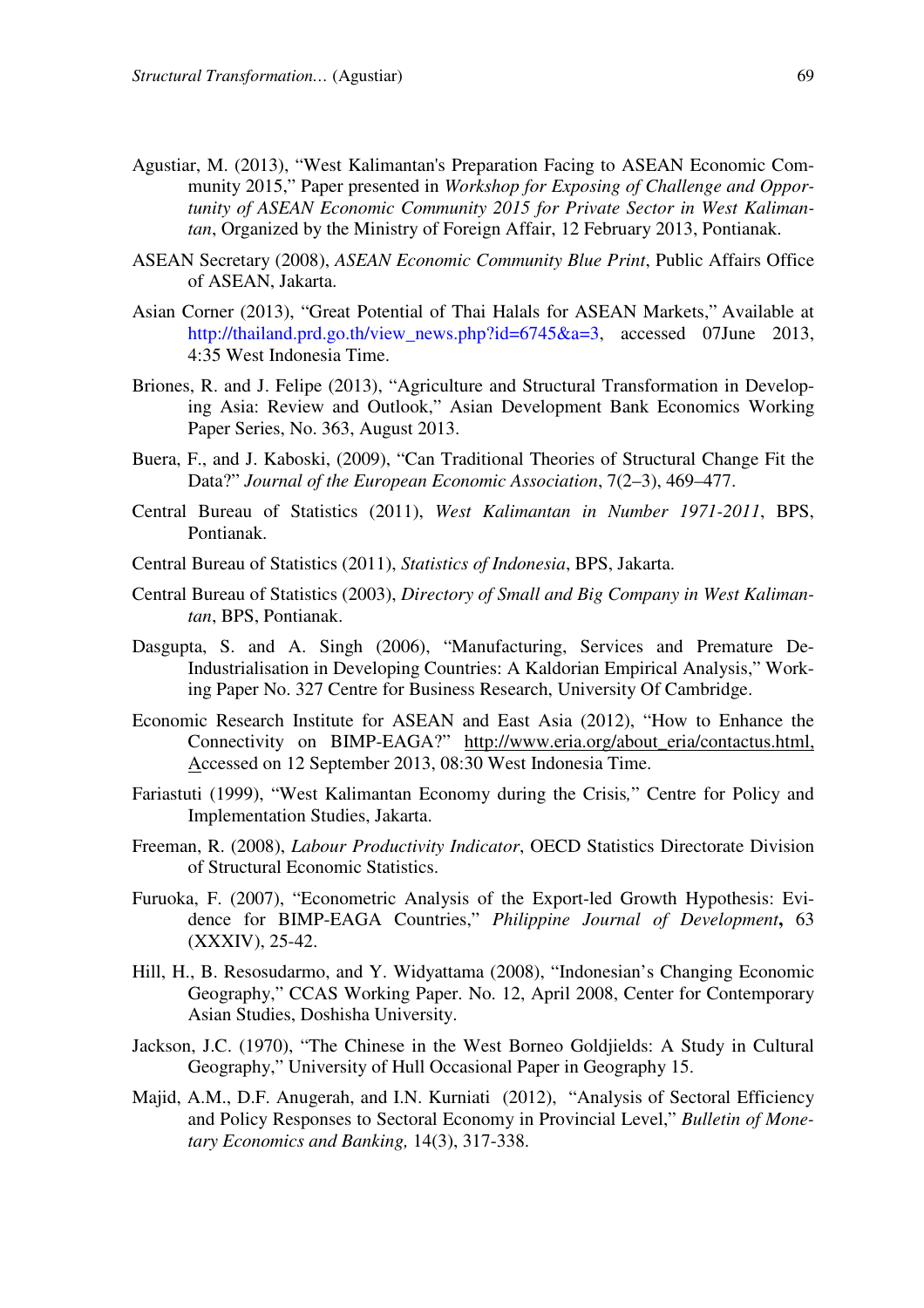Agustiar, M. (2013), "West Kalimantan's Preparation Facing to ASEAN Economic Community 2015," Paper presented in *Workshop for Exposing of Challenge and Opportunity of ASEAN Economic Community 2015 for Private Sector in West Kalimantan*, Organized by the Ministry of Foreign Affair, 12 February 2013, Pontianak.

ASEAN Secretary (2008), *ASEAN Economic Community Blue Print*, Public Affairs Office of ASEAN, Jakarta.

Asian Corner (2013), "Great Potential of Thai Halals for ASEAN Markets," Available at http://thailand.prd.go.th/view_news.php?id=6745&a=3, accessed 07June 2013, 4:35 West Indonesia Time.

Briones, R. and J. Felipe (2013), "Agriculture and Structural Transformation in Developing Asia: Review and Outlook," Asian Development Bank Economics Working Paper Series, No. 363, August 2013.

Buera, F., and J. Kaboski, (2009), "Can Traditional Theories of Structural Change Fit the Data?" *Journal of the European Economic Association*, 7(2–3), 469–477.

Central Bureau of Statistics (2011), *West Kalimantan in Number 1971-2011*, BPS, Pontianak.

Central Bureau of Statistics (2011), *Statistics of Indonesia*, BPS, Jakarta.

Central Bureau of Statistics (2003), *Directory of Small and Big Company in West Kalimantan*, BPS, Pontianak.

Dasgupta, S. and A. Singh (2006), "Manufacturing, Services and Premature De-Industrialisation in Developing Countries: A Kaldorian Empirical Analysis," Working Paper No. 327 Centre for Business Research, University Of Cambridge.

Economic Research Institute for ASEAN and East Asia (2012), "How to Enhance the Connectivity on BIMP-EAGA?" http://www.eria.org/about_eria/contactus.html, Accessed on 12 September 2013, 08:30 West Indonesia Time.

Fariastuti (1999), "West Kalimantan Economy during the Crisis," Centre for Policy and Implementation Studies, Jakarta.

Freeman, R. (2008), *Labour Productivity Indicator*, OECD Statistics Directorate Division of Structural Economic Statistics.

Furuoka, F. (2007), "Econometric Analysis of the Export-led Growth Hypothesis: Evidence for BIMP-EAGA Countries," *Philippine Journal of Development*, 63 (XXXIV), 25-42.

Hill, H., B. Resosudarmo, and Y. Widyattama (2008), "Indonesian's Changing Economic Geography," CCAS Working Paper. No. 12, April 2008, Center for Contemporary Asian Studies, Doshisha University.

Jackson, J.C. (1970), "The Chinese in the West Borneo Goldjields: A Study in Cultural Geography," University of Hull Occasional Paper in Geography 15.

Majid, A.M., D.F. Anugerah, and I.N. Kurniati (2012), "Analysis of Sectoral Efficiency and Policy Responses to Sectoral Economy in Provincial Level," *Bulletin of Monetary Economics and Banking,* 14(3), 317-338.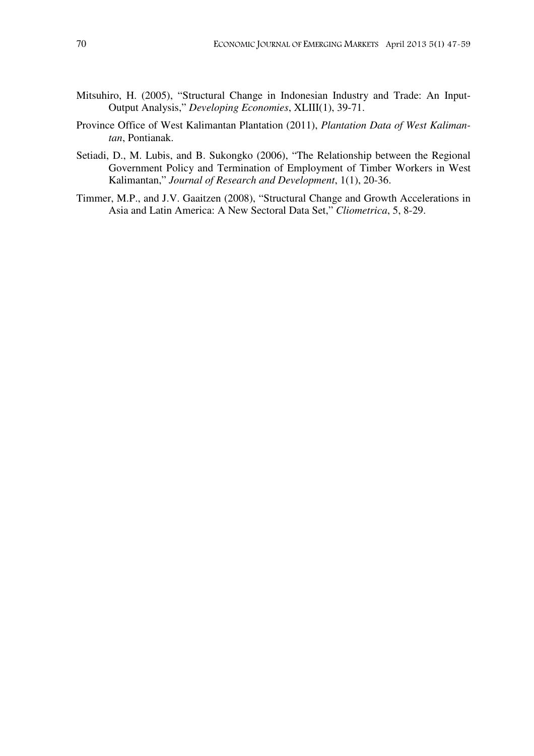Mitsuhiro, H. (2005), "Structural Change in Indonesian Industry and Trade: An Input-Output Analysis," *Developing Economies*, XLIII(1), 39-71.

Province Office of West Kalimantan Plantation (2011), *Plantation Data of West Kalimantan*, Pontianak.

Setiadi, D., M. Lubis, and B. Sukongko (2006), "The Relationship between the Regional Government Policy and Termination of Employment of Timber Workers in West Kalimantan," *Journal of Research and Development*, 1(1), 20-36.

Timmer, M.P., and J.V. Gaaitzen (2008), "Structural Change and Growth Accelerations in Asia and Latin America: A New Sectoral Data Set," *Cliometrica*, 5, 8-29.